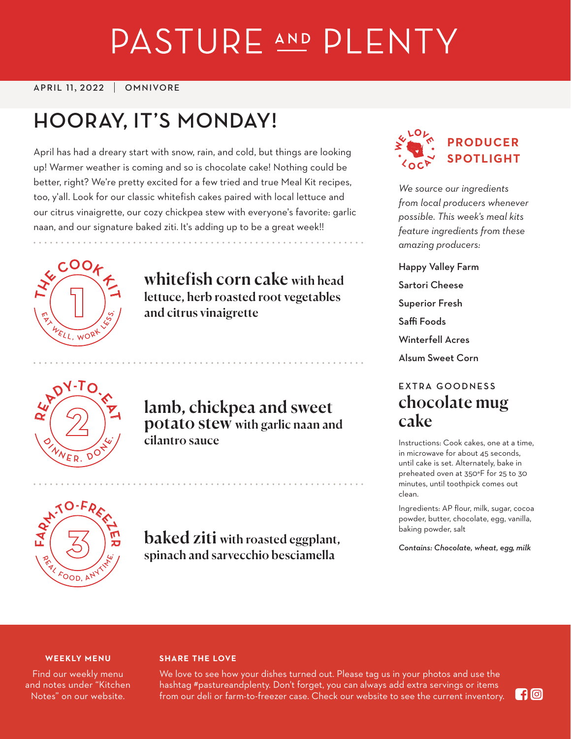# PASTURE AND PLENTY

APRIL 11, 2022 | OMNIVORE

## HOORAY, IT'S MONDAY!

April has had a dreary start with snow, rain, and cold, but things are looking up! Warmer weather is coming and so is chocolate cake! Nothing could be better, right? We're pretty excited for a few tried and true Meal Kit recipes, too, y'all. Look for our classic whitefish cakes paired with local lettuce and our citrus vinaigrette, our cozy chickpea stew with everyone's favorite: garlic naan, and our signature baked ziti. It's adding up to be a great week!!

THE COOK KIT 1 EAT WELL, WORK LESS.

### whitefish corn cake with head lettuce, herb roasted root vegetables and citrus vinaigrette

READY-TO-EAT 2 DINNER. DONE.

### lamb, chickpea and sweet potato stew with garlic naan and cilantro sauce

FARM-TO-FREEZER 3 REAL FOOD, ANYTIME.

### baked ziti with roasted eggplant, spinach and sarvecchio besciamella

WE LOVE LOCAL

## PRODUCER SPOTLIGHT

*We source our ingredients from local producers whenever possible. This week's meal kits feature ingredients from these amazing producers:*

Happy Valley Farm

Sartori Cheese

Superior Fresh

Saffi Foods

Winterfell Acres

Alsum Sweet Corn

EXTRA GOODNESS

## chocolate mug cake

Instructions: Cook cakes, one at a time, in microwave for about 45 seconds, until cake is set. Alternately, bake in preheated oven at 350°F for 25 to 30 minutes, until toothpick comes out clean.

Ingredients: AP flour, milk, sugar, cocoa powder, butter, chocolate, egg, vanilla, baking powder, salt

*Contains: Chocolate, wheat, egg, milk*

**WEEKLY MENU**

Find our weekly menu and notes under "Kitchen Notes" on our website.

**SHARE THE LOVE**

We love to see how your dishes turned out. Please tag us in your photos and use the hashtag #pastureandplenty. Don't forget, you can always add extra servings or items from our deli or farm-to-freezer case. Check our website to see the current inventory.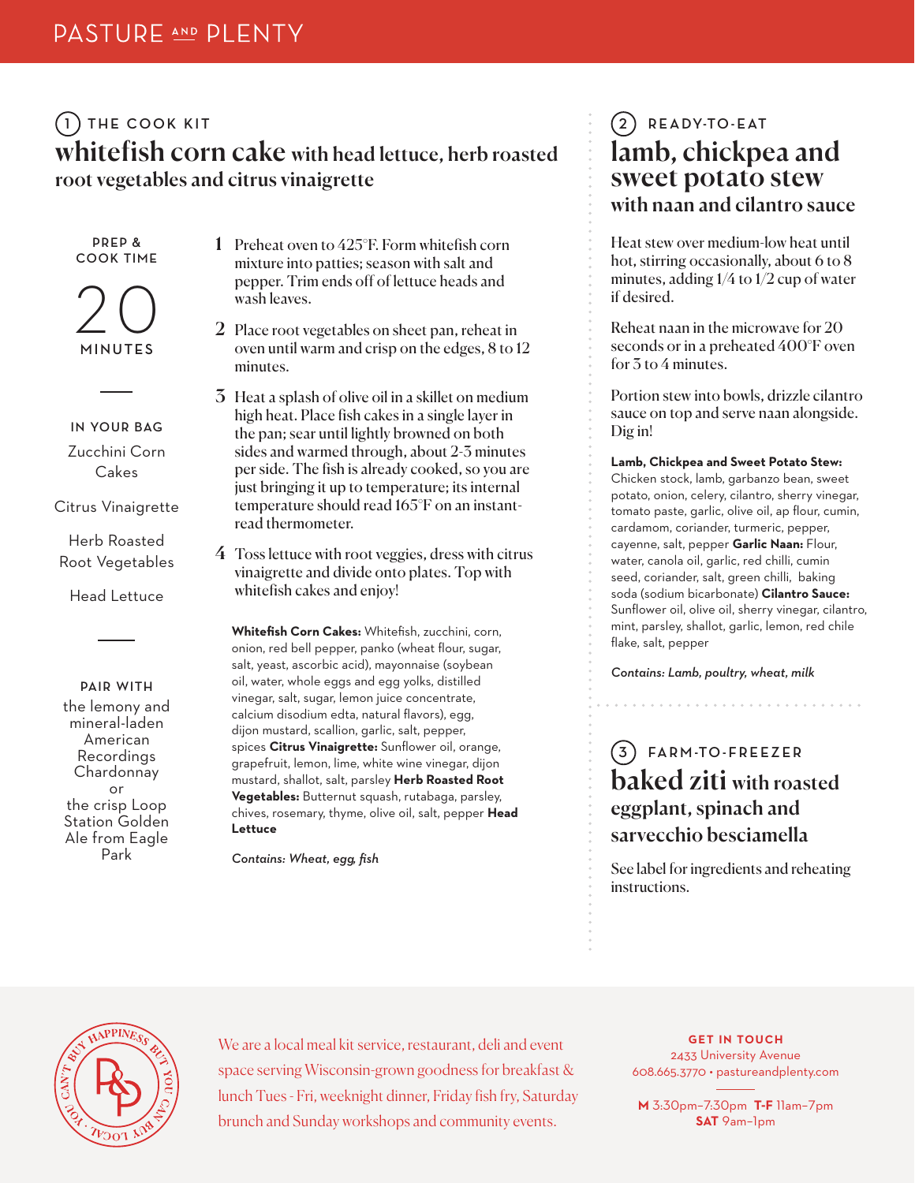PASTURE AND PLENTY

## 1 THE COOK KIT

# whitefish corn cake with head lettuce, herb roasted root vegetables and citrus vinaigrette

PREP & COOK TIME

20 MINUTES

IN YOUR BAG

Zucchini Corn Cakes

Citrus Vinaigrette

Herb Roasted Root Vegetables

Head Lettuce

PAIR WITH

the lemony and mineral-laden American Recordings Chardonnay or the crisp Loop Station Golden Ale from Eagle Park

1. Preheat oven to 425°F. Form whitefish corn mixture into patties; season with salt and pepper. Trim ends off of lettuce heads and wash leaves.
2. Place root vegetables on sheet pan, reheat in oven until warm and crisp on the edges, 8 to 12 minutes.
3. Heat a splash of olive oil in a skillet on medium high heat. Place fish cakes in a single layer in the pan; sear until lightly browned on both sides and warmed through, about 2-3 minutes per side. The fish is already cooked, so you are just bringing it up to temperature; its internal temperature should read 165°F on an instant-read thermometer.
4. Toss lettuce with root veggies, dress with citrus vinaigrette and divide onto plates. Top with whitefish cakes and enjoy!

**Whitefish Corn Cakes:** Whitefish, zucchini, corn, onion, red bell pepper, panko (wheat flour, sugar, salt, yeast, ascorbic acid), mayonnaise (soybean oil, water, whole eggs and egg yolks, distilled vinegar, salt, sugar, lemon juice concentrate, calcium disodium edta, natural flavors), egg, dijon mustard, scallion, garlic, salt, pepper, spices **Citrus Vinaigrette:** Sunflower oil, orange, grapefruit, lemon, lime, white wine vinegar, dijon mustard, shallot, salt, parsley **Herb Roasted Root Vegetables:** Butternut squash, rutabaga, parsley, chives, rosemary, thyme, olive oil, salt, pepper **Head Lettuce**

*Contains: Wheat, egg, fish*

## 2 READY-TO-EAT

# lamb, chickpea and sweet potato stew with naan and cilantro sauce

Heat stew over medium-low heat until hot, stirring occasionally, about 6 to 8 minutes, adding 1/4 to 1/2 cup of water if desired.

Reheat naan in the microwave for 20 seconds or in a preheated 400°F oven for 3 to 4 minutes.

Portion stew into bowls, drizzle cilantro sauce on top and serve naan alongside. Dig in!

**Lamb, Chickpea and Sweet Potato Stew:** Chicken stock, lamb, garbanzo bean, sweet potato, onion, celery, cilantro, sherry vinegar, tomato paste, garlic, olive oil, ap flour, cumin, cardamom, coriander, turmeric, pepper, cayenne, salt, pepper **Garlic Naan:** Flour, water, canola oil, garlic, red chilli, cumin seed, coriander, salt, green chilli, baking soda (sodium bicarbonate) **Cilantro Sauce:** Sunflower oil, olive oil, sherry vinegar, cilantro, mint, parsley, shallot, garlic, lemon, red chile flake, salt, pepper

*Contains: Lamb, poultry, wheat, milk*

## 3 FARM-TO-FREEZER

# baked ziti with roasted eggplant, spinach and sarvecchio besciamella

See label for ingredients and reheating instructions.

We are a local meal kit service, restaurant, deli and event space serving Wisconsin-grown goodness for breakfast & lunch Tues - Fri, weeknight dinner, Friday fish fry, Saturday brunch and Sunday workshops and community events.

**GET IN TOUCH**
2433 University Avenue
608.665.3770 • pastureandplenty.com

**M** 3:30pm–7:30pm **T-F** 11am–7pm
**SAT** 9am–1pm